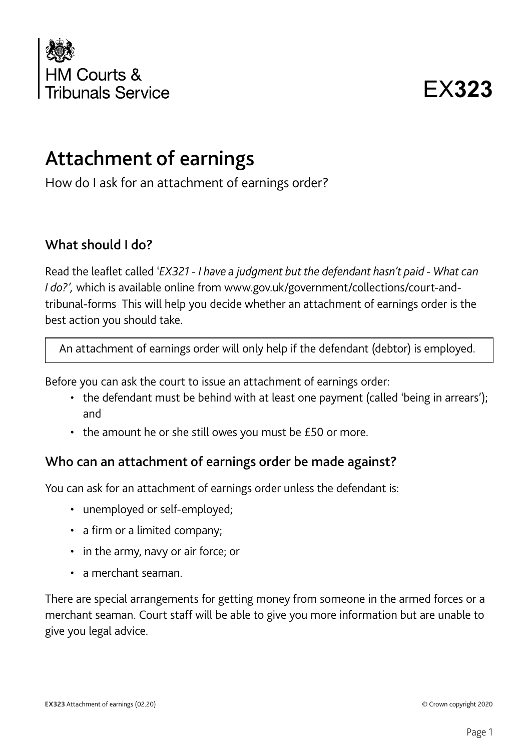HM Courts & Tribunals Service

EX**323**

# Attachment of earnings

How do I ask for an attachment of earnings order?

## What should I do?

Read the leaflet called '*EX321 - I have a judgment but the defendant hasn't paid - What can I do?',* which is available online from www.gov.uk/government/collections/court-and-tribunal-forms This will help you decide whether an attachment of earnings order is the best action you should take.

| An attachment of earnings order will only help if the defendant (debtor) is employed. |
|---|

Before you can ask the court to issue an attachment of earnings order:

- the defendant must be behind with at least one payment (called 'being in arrears'); and
- the amount he or she still owes you must be £50 or more.

## Who can an attachment of earnings order be made against?

You can ask for an attachment of earnings order unless the defendant is:

- unemployed or self-employed;
- a firm or a limited company;
- in the army, navy or air force; or
- a merchant seaman.

There are special arrangements for getting money from someone in the armed forces or a merchant seaman. Court staff will be able to give you more information but are unable to give you legal advice.

**EX323** Attachment of earnings (02.20) © Crown copyright 2020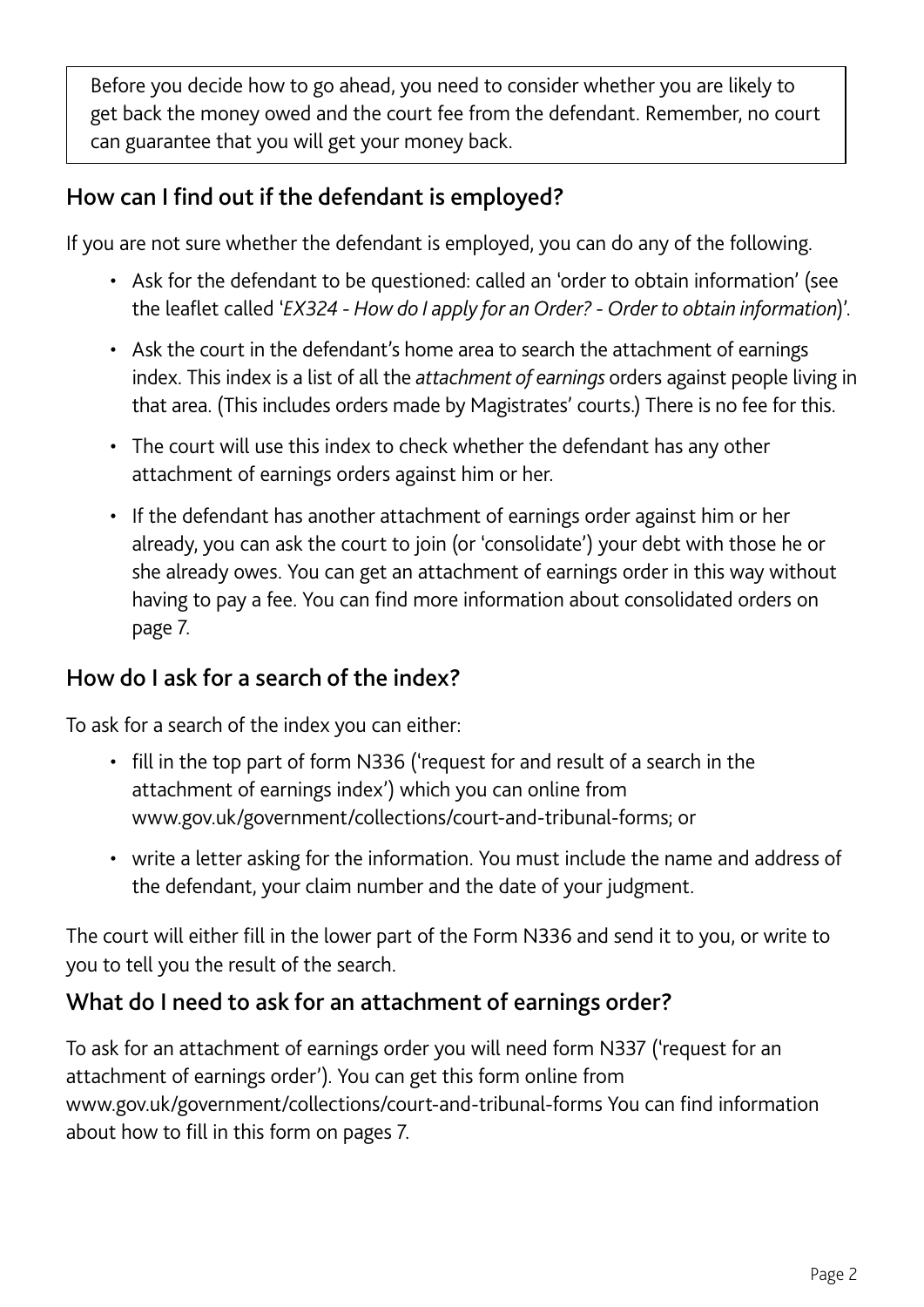Before you decide how to go ahead, you need to consider whether you are likely to get back the money owed and the court fee from the defendant. Remember, no court can guarantee that you will get your money back.

## How can I find out if the defendant is employed?

If you are not sure whether the defendant is employed, you can do any of the following.

- Ask for the defendant to be questioned: called an 'order to obtain information' (see the leaflet called '*EX324 - How do I apply for an Order? - Order to obtain information*)'.
- Ask the court in the defendant's home area to search the attachment of earnings index. This index is a list of all the *attachment of earnings* orders against people living in that area. (This includes orders made by Magistrates' courts.) There is no fee for this.
- The court will use this index to check whether the defendant has any other attachment of earnings orders against him or her.
- If the defendant has another attachment of earnings order against him or her already, you can ask the court to join (or 'consolidate') your debt with those he or she already owes. You can get an attachment of earnings order in this way without having to pay a fee. You can find more information about consolidated orders on page 7.

## How do I ask for a search of the index?

To ask for a search of the index you can either:

- fill in the top part of form N336 ('request for and result of a search in the attachment of earnings index') which you can online from www.gov.uk/government/collections/court-and-tribunal-forms; or
- write a letter asking for the information. You must include the name and address of the defendant, your claim number and the date of your judgment.

The court will either fill in the lower part of the Form N336 and send it to you, or write to you to tell you the result of the search.

## What do I need to ask for an attachment of earnings order?

To ask for an attachment of earnings order you will need form N337 ('request for an attachment of earnings order'). You can get this form online from www.gov.uk/government/collections/court-and-tribunal-forms You can find information about how to fill in this form on pages 7.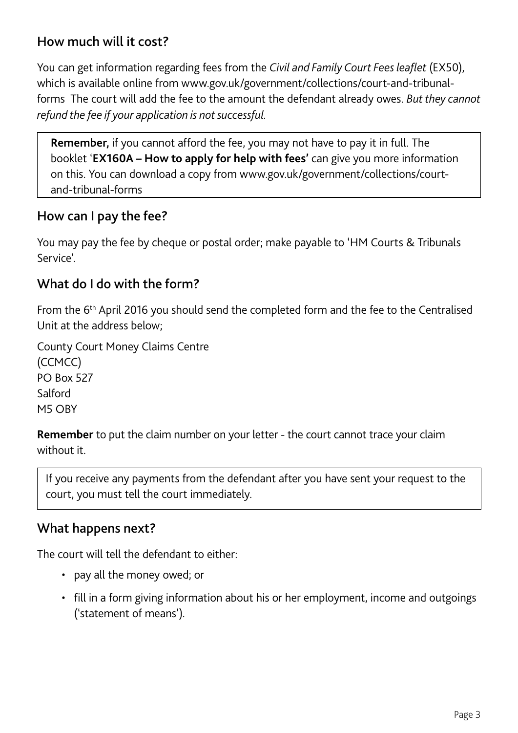## How much will it cost?

You can get information regarding fees from the *Civil and Family Court Fees leaflet* (EX50), which is available online from www.gov.uk/government/collections/court-and-tribunal-forms The court will add the fee to the amount the defendant already owes. *But they cannot refund the fee if your application is not successful.*

> **Remember,** if you cannot afford the fee, you may not have to pay it in full. The booklet '**EX160A – How to apply for help with fees'** can give you more information on this. You can download a copy from www.gov.uk/government/collections/court-and-tribunal-forms

## How can I pay the fee?

You may pay the fee by cheque or postal order; make payable to 'HM Courts & Tribunals Service'.

## What do I do with the form?

From the 6th April 2016 you should send the completed form and the fee to the Centralised Unit at the address below;

County Court Money Claims Centre
(CCMCC)
PO Box 527
Salford
M5 OBY

**Remember** to put the claim number on your letter - the court cannot trace your claim without it.

> If you receive any payments from the defendant after you have sent your request to the court, you must tell the court immediately.

## What happens next?

The court will tell the defendant to either:

- pay all the money owed; or
- fill in a form giving information about his or her employment, income and outgoings ('statement of means').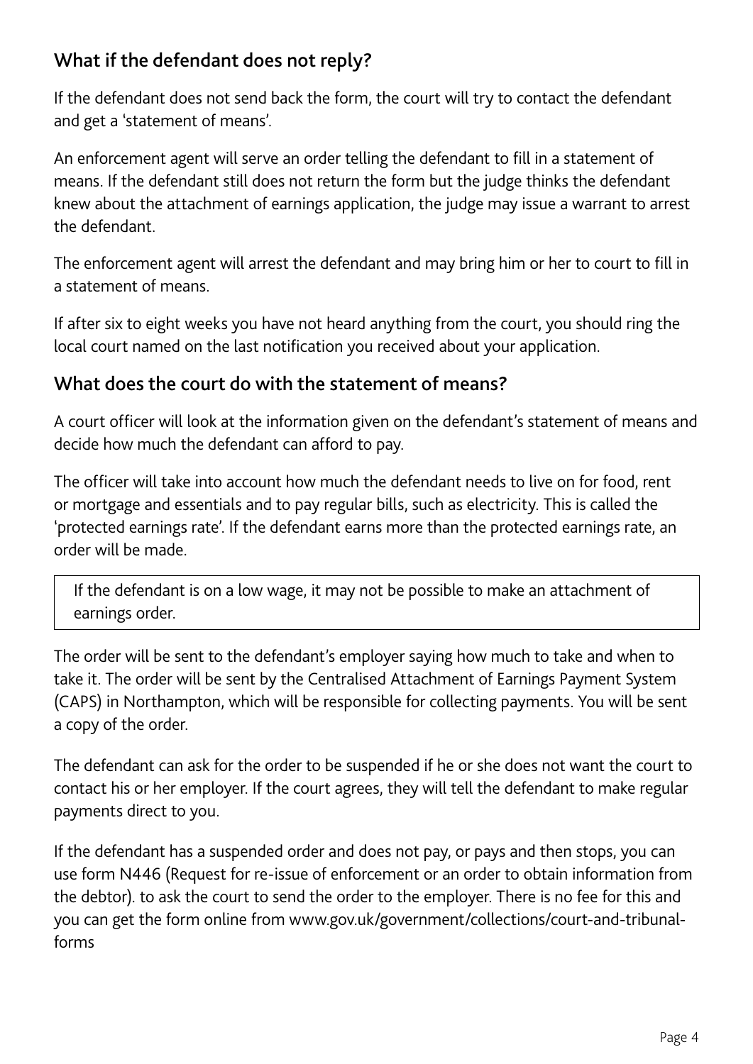## What if the defendant does not reply?

If the defendant does not send back the form, the court will try to contact the defendant and get a 'statement of means'.

An enforcement agent will serve an order telling the defendant to fill in a statement of means. If the defendant still does not return the form but the judge thinks the defendant knew about the attachment of earnings application, the judge may issue a warrant to arrest the defendant.

The enforcement agent will arrest the defendant and may bring him or her to court to fill in a statement of means.

If after six to eight weeks you have not heard anything from the court, you should ring the local court named on the last notification you received about your application.

## What does the court do with the statement of means?

A court officer will look at the information given on the defendant's statement of means and decide how much the defendant can afford to pay.

The officer will take into account how much the defendant needs to live on for food, rent or mortgage and essentials and to pay regular bills, such as electricity. This is called the 'protected earnings rate'. If the defendant earns more than the protected earnings rate, an order will be made.

> If the defendant is on a low wage, it may not be possible to make an attachment of earnings order.

The order will be sent to the defendant's employer saying how much to take and when to take it. The order will be sent by the Centralised Attachment of Earnings Payment System (CAPS) in Northampton, which will be responsible for collecting payments. You will be sent a copy of the order.

The defendant can ask for the order to be suspended if he or she does not want the court to contact his or her employer. If the court agrees, they will tell the defendant to make regular payments direct to you.

If the defendant has a suspended order and does not pay, or pays and then stops, you can use form N446 (Request for re-issue of enforcement or an order to obtain information from the debtor). to ask the court to send the order to the employer. There is no fee for this and you can get the form online from www.gov.uk/government/collections/court-and-tribunal-forms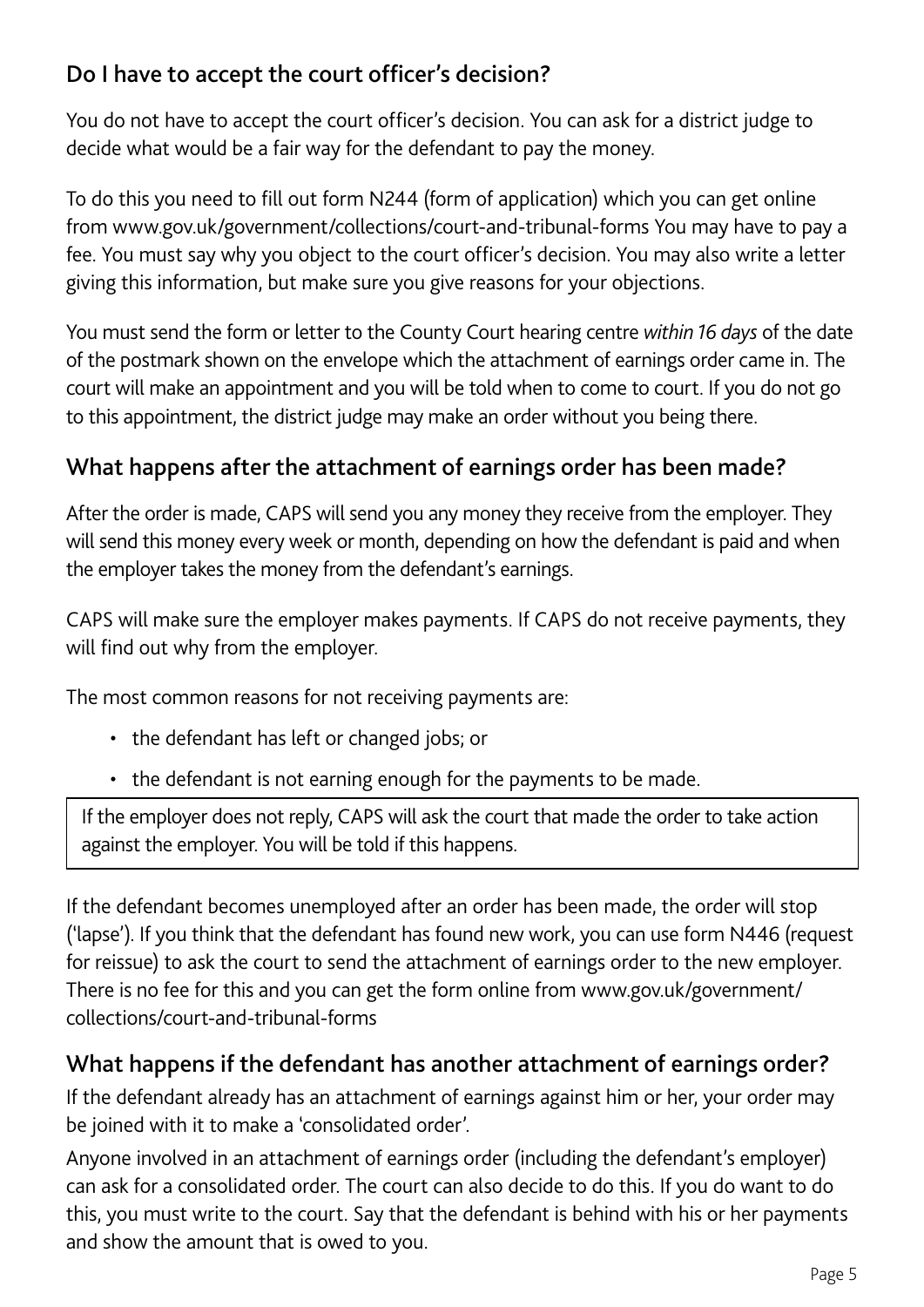## Do I have to accept the court officer's decision?

You do not have to accept the court officer's decision. You can ask for a district judge to decide what would be a fair way for the defendant to pay the money.

To do this you need to fill out form N244 (form of application) which you can get online from www.gov.uk/government/collections/court-and-tribunal-forms You may have to pay a fee. You must say why you object to the court officer's decision. You may also write a letter giving this information, but make sure you give reasons for your objections.

You must send the form or letter to the County Court hearing centre *within 16 days* of the date of the postmark shown on the envelope which the attachment of earnings order came in. The court will make an appointment and you will be told when to come to court. If you do not go to this appointment, the district judge may make an order without you being there.

## What happens after the attachment of earnings order has been made?

After the order is made, CAPS will send you any money they receive from the employer. They will send this money every week or month, depending on how the defendant is paid and when the employer takes the money from the defendant's earnings.

CAPS will make sure the employer makes payments. If CAPS do not receive payments, they will find out why from the employer.

The most common reasons for not receiving payments are:

- the defendant has left or changed jobs; or
- the defendant is not earning enough for the payments to be made.

If the employer does not reply, CAPS will ask the court that made the order to take action against the employer. You will be told if this happens.

If the defendant becomes unemployed after an order has been made, the order will stop ('lapse'). If you think that the defendant has found new work, you can use form N446 (request for reissue) to ask the court to send the attachment of earnings order to the new employer. There is no fee for this and you can get the form online from www.gov.uk/government/collections/court-and-tribunal-forms

## What happens if the defendant has another attachment of earnings order?

If the defendant already has an attachment of earnings against him or her, your order may be joined with it to make a 'consolidated order'.

Anyone involved in an attachment of earnings order (including the defendant's employer) can ask for a consolidated order. The court can also decide to do this. If you do want to do this, you must write to the court. Say that the defendant is behind with his or her payments and show the amount that is owed to you.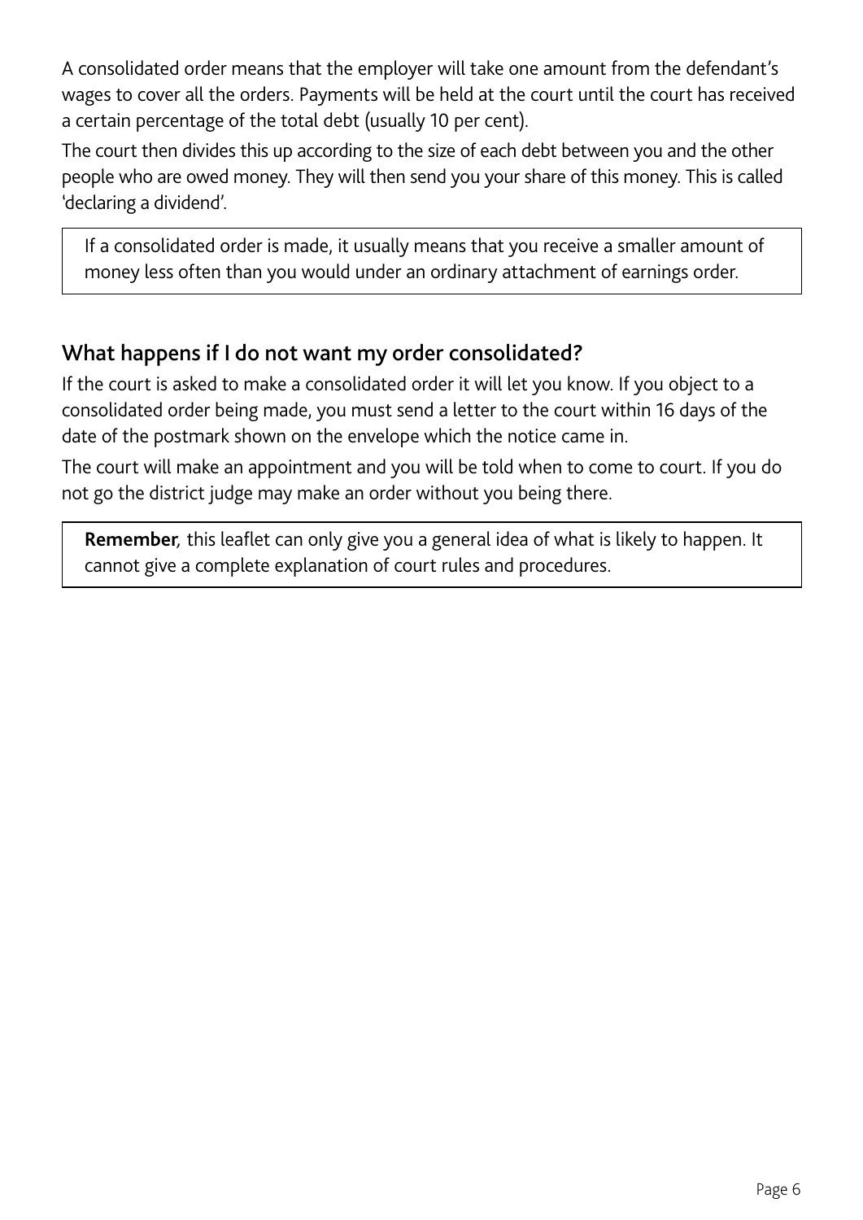A consolidated order means that the employer will take one amount from the defendant's wages to cover all the orders. Payments will be held at the court until the court has received a certain percentage of the total debt (usually 10 per cent).

The court then divides this up according to the size of each debt between you and the other people who are owed money. They will then send you your share of this money. This is called 'declaring a dividend'.

> If a consolidated order is made, it usually means that you receive a smaller amount of money less often than you would under an ordinary attachment of earnings order.

## What happens if I do not want my order consolidated?

If the court is asked to make a consolidated order it will let you know. If you object to a consolidated order being made, you must send a letter to the court within 16 days of the date of the postmark shown on the envelope which the notice came in.

The court will make an appointment and you will be told when to come to court. If you do not go the district judge may make an order without you being there.

> **Remember**, this leaflet can only give you a general idea of what is likely to happen. It cannot give a complete explanation of court rules and procedures.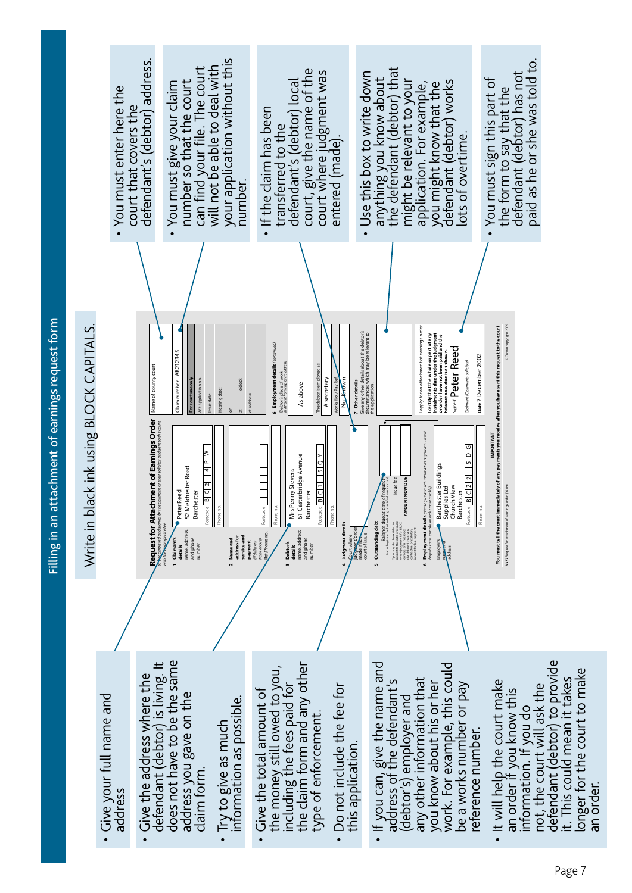# Filling in an attachment of earnings request form

Write in black ink using BLOCK CAPITALS.

- Give your full name and address

- Give the address where the defendant (debtor) is living. It does not have to be the same address you gave on the claim form.
- Try to give as much information as possible.

- Give the total amount of the money still owed to you, including the fees paid for the claim form and any other type of enforcement.
- Do not include the fee for this application.

- If you can, give the name and address of the defendant's (debtor's) employer and any other information that you know about his or her work. For example, this could be a works number or pay reference number.
- It will help the court make an order if you know this information. If you do not, the court will ask the defendant (debtor) to provide it. This could mean it takes longer for the court to make an order.

**Request for Attachment of Earnings Order**

*To be completed and signed by the claimant or their solicitor and sent to the court with the appropriate fee*

| | |
|---|---|
| Name of county court | |
| Claim number | AB212345 |
| **For court use only** | |
| A/E application no. | |
| Issue date | |
| Hearing date | |
| on | |
| at o'clock | |
| at (address) | |

**1 Claimant's details** name, address, and phone number

Peter Reed
52 Melchester Road
Barchester
Postcode BC2 4PW
Phone no.

**2 Name and address for service and payment** *(if different from above)* Ref/Phone no.

Postcode
Phone no.

**3 Debtor's details** name, address and phone number

Mrs Penny Stevens
61 Casterbridge Avenue
Barchester
Postcode BC1 5QY
Phone no.

**4 Judgment details** Court where judgment/order made if not court of issue

**5 Outstanding debt**

Balance due at date of request*
Issue fee
**AMOUNT NOW DUE**

**6 Employment details** *(please give as much information as you can - it will help the court to make an order more quickly)*

Employer's name and address

Barchester Buildings
Supplies Ltd
Church View
Barchester
Postcode BC2 5DG
Phone no.

**6 Employment details** *(continued)*

Debtor's place of work *(if different from employer's address)*

As above

The debtor is employed as

A secretary

Works No. / Pay Ref.

Not known

**7 Other details**

Give any other details about the debtor's circumstances which may be relevant to the application.

I apply for an attachment of earnings order

**I certify that the whole or part of any instalments due under the judgment or order have not been paid and the balance now due is as shown.**

Signed Peter Reed

Claimant (Claimant's solicitor)

Date 7 December 2002

**IMPORTANT**

**You must tell the court immediately of any payments you receive after you have sent this request to the court**

N337 Request for attachment of earnings order (06.09) © Crown copyright 2009

- You must enter here the court that covers the defendant's (debtor) address.

- You must give your claim number so that the court can find your file. The court will not be able to deal with your application without this number.

- If the claim has been transferred to the defendant's (debtor) local court, give the name of the court where judgment was entered (made).

- Use this box to write down anything you know about the defendant (debtor) that might be relevant to your application. For example, you might know that the defendant (debtor) works lots of overtime.

- You must sign this part of the form to say that the defendant (debtor) has not paid as he or she was told to.